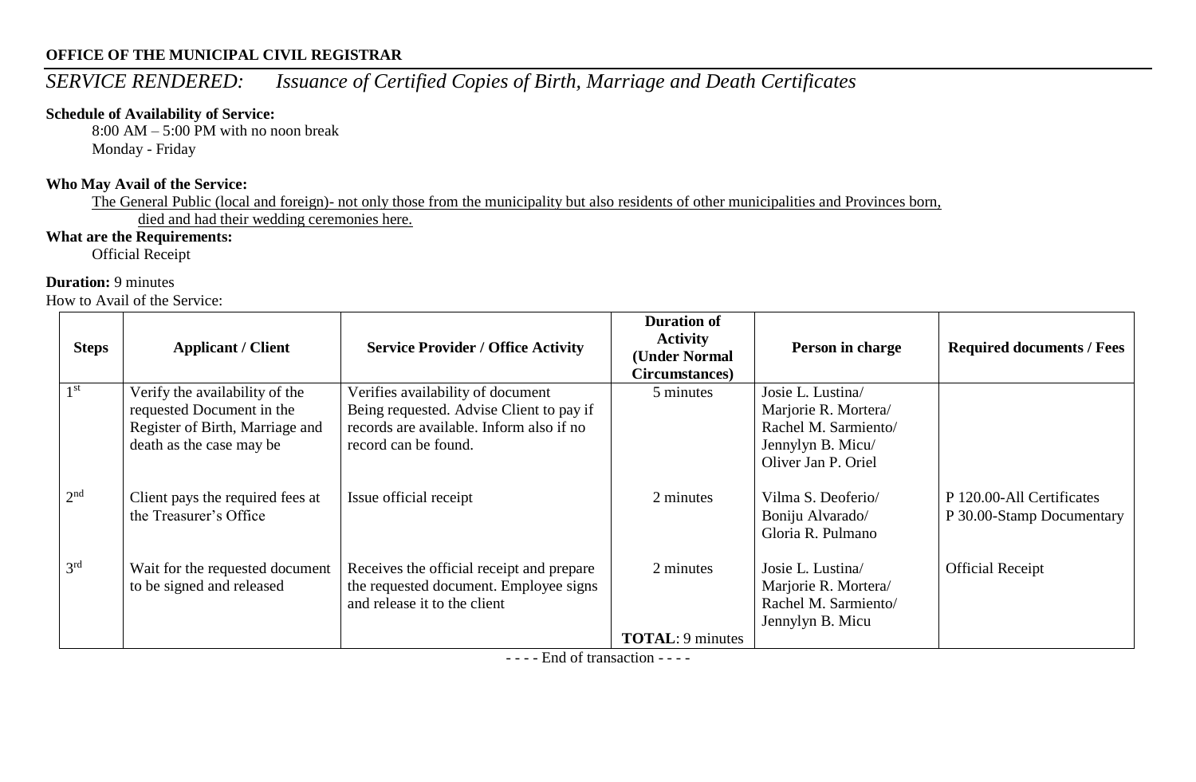**OFFICE OF THE MUNICIPAL CIVIL REGISTRAR**

## *SERVICE RENDERED: Issuance of Certified Copies of Birth, Marriage and Death Certificates*

**Schedule of Availability of Service:**

8:00 AM – 5:00 PM with no noon break
Monday - Friday

**Who May Avail of the Service:**

The General Public (local and foreign)- not only those from the municipality but also residents of other municipalities and Provinces born, died and had their wedding ceremonies here.

**What are the Requirements:**

Official Receipt

**Duration:** 9 minutes

How to Avail of the Service:

| Steps | Applicant / Client | Service Provider / Office Activity | Duration of Activity (Under Normal Circumstances) | Person in charge | Required documents / Fees |
|---|---|---|---|---|---|
| 1st | Verify the availability of the requested Document in the Register of Birth, Marriage and death as the case may be | Verifies availability of document Being requested. Advise Client to pay if records are available. Inform also if no record can be found. | 5 minutes | Josie L. Lustina/ Marjorie R. Mortera/ Rachel M. Sarmiento/ Jennylyn B. Micu/ Oliver Jan P. Oriel | |
| 2nd | Client pays the required fees at the Treasurer's Office | Issue official receipt | 2 minutes | Vilma S. Deoferio/ Boniju Alvarado/ Gloria R. Pulmano | P 120.00-All Certificates P 30.00-Stamp Documentary |
| 3rd | Wait for the requested document to be signed and released | Receives the official receipt and prepare the requested document. Employee signs and release it to the client | 2 minutes | Josie L. Lustina/ Marjorie R. Mortera/ Rachel M. Sarmiento/ Jennylyn B. Micu | Official Receipt |
| | | | **TOTAL**: 9 minutes | | |

- - - - End of transaction - - - -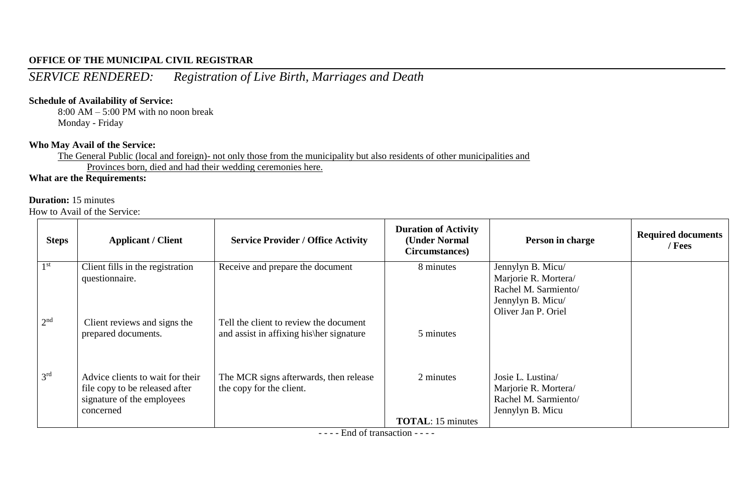**OFFICE OF THE MUNICIPAL CIVIL REGISTRAR**

*SERVICE RENDERED: Registration of Live Birth, Marriages and Death*

**Schedule of Availability of Service:**

8:00 AM – 5:00 PM with no noon break
Monday - Friday

**Who May Avail of the Service:**

The General Public (local and foreign)- not only those from the municipality but also residents of other municipalities and Provinces born, died and had their wedding ceremonies here.

**What are the Requirements:**

**Duration:** 15 minutes

How to Avail of the Service:

| Steps | Applicant / Client | Service Provider / Office Activity | Duration of Activity (Under Normal Circumstances) | Person in charge | Required documents / Fees |
|---|---|---|---|---|---|
| 1st | Client fills in the registration questionnaire. | Receive and prepare the document | 8 minutes | Jennylyn B. Micu/ Marjorie R. Mortera/ Rachel M. Sarmiento/ Jennylyn B. Micu/ Oliver Jan P. Oriel | |
| 2nd | Client reviews and signs the prepared documents. | Tell the client to review the document and assist in affixing his\her signature | 5 minutes | | |
| 3rd | Advice clients to wait for their file copy to be released after signature of the employees concerned | The MCR signs afterwards, then release the copy for the client. | 2 minutes<br><br>**TOTAL**: 15 minutes | Josie L. Lustina/ Marjorie R. Mortera/ Rachel M. Sarmiento/ Jennylyn B. Micu | |

- - - - End of transaction - - - -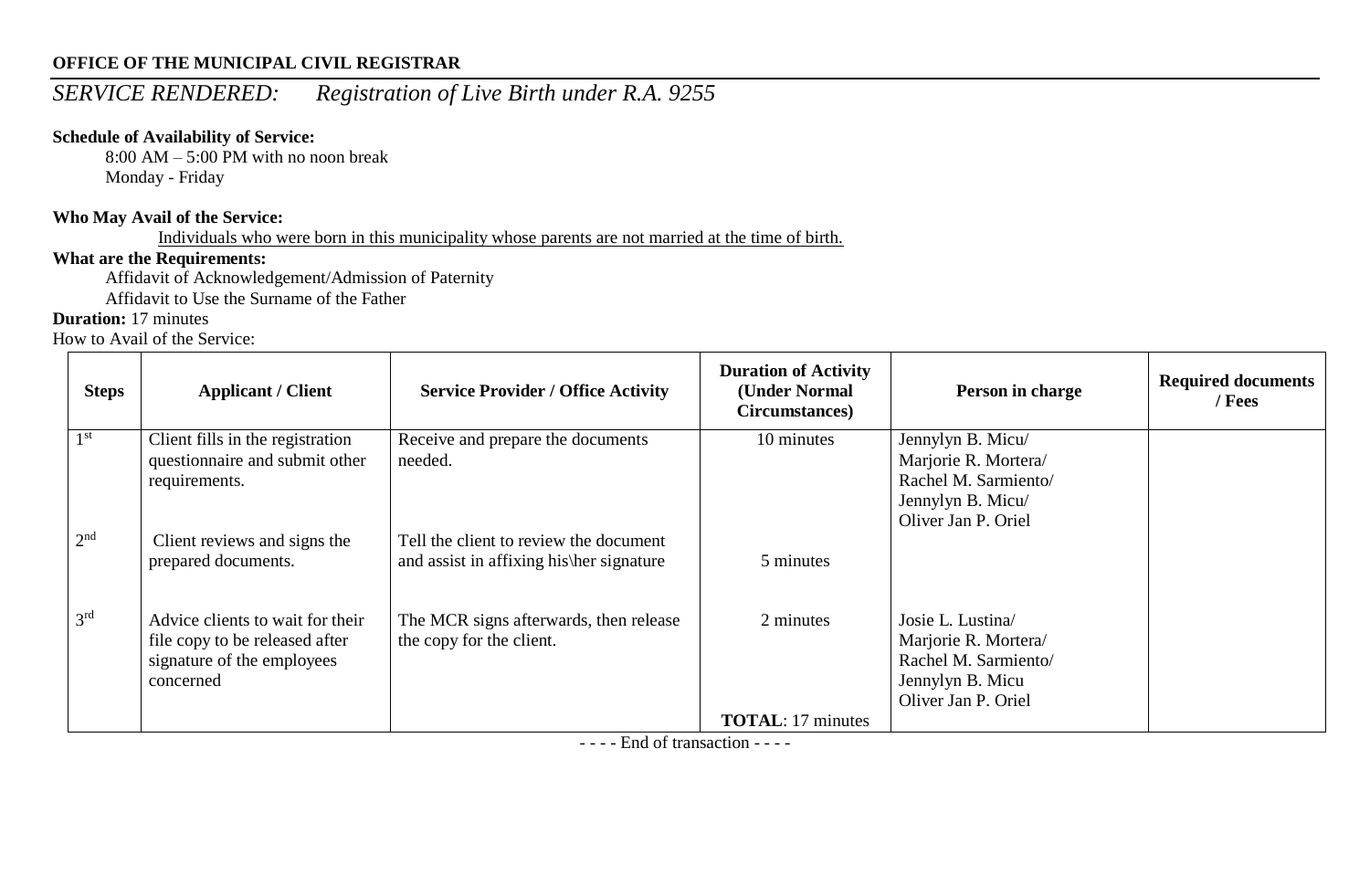**OFFICE OF THE MUNICIPAL CIVIL REGISTRAR**

*SERVICE RENDERED: Registration of Live Birth under R.A. 9255*

**Schedule of Availability of Service:**

8:00 AM – 5:00 PM with no noon break
Monday - Friday

**Who May Avail of the Service:**

Individuals who were born in this municipality whose parents are not married at the time of birth.

**What are the Requirements:**

Affidavit of Acknowledgement/Admission of Paternity
Affidavit to Use the Surname of the Father

**Duration:** 17 minutes

How to Avail of the Service:

| Steps | Applicant / Client | Service Provider / Office Activity | Duration of Activity (Under Normal Circumstances) | Person in charge | Required documents / Fees |
|---|---|---|---|---|---|
| 1st | Client fills in the registration questionnaire and submit other requirements. | Receive and prepare the documents needed. | 10 minutes | Jennylyn B. Micu/ Marjorie R. Mortera/ Rachel M. Sarmiento/ Jennylyn B. Micu/ Oliver Jan P. Oriel | |
| 2nd | Client reviews and signs the prepared documents. | Tell the client to review the document and assist in affixing his\her signature | 5 minutes | | |
| 3rd | Advice clients to wait for their file copy to be released after signature of the employees concerned | The MCR signs afterwards, then release the copy for the client. | 2 minutes | Josie L. Lustina/ Marjorie R. Mortera/ Rachel M. Sarmiento/ Jennylyn B. Micu Oliver Jan P. Oriel | |
| | | | **TOTAL**: 17 minutes | | |

- - - - End of transaction - - - -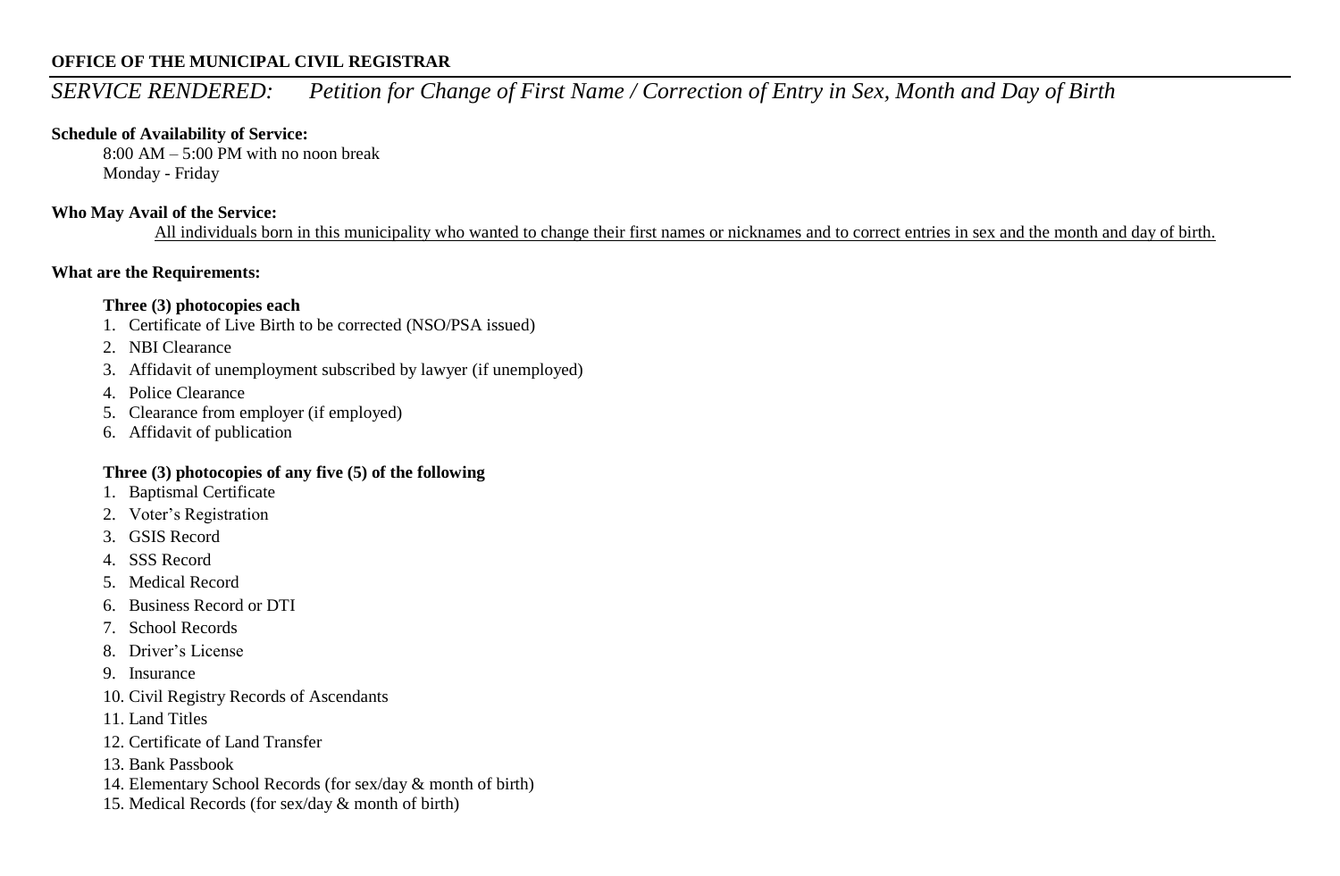**OFFICE OF THE MUNICIPAL CIVIL REGISTRAR**

*SERVICE RENDERED: Petition for Change of First Name / Correction of Entry in Sex, Month and Day of Birth*

**Schedule of Availability of Service:**

8:00 AM – 5:00 PM with no noon break
Monday - Friday

**Who May Avail of the Service:**

<u>All individuals born in this municipality who wanted to change their first names or nicknames and to correct entries in sex and the month and day of birth.</u>

**What are the Requirements:**

**Three (3) photocopies each**

1. Certificate of Live Birth to be corrected (NSO/PSA issued)
2. NBI Clearance
3. Affidavit of unemployment subscribed by lawyer (if unemployed)
4. Police Clearance
5. Clearance from employer (if employed)
6. Affidavit of publication

**Three (3) photocopies of any five (5) of the following**

1. Baptismal Certificate
2. Voter's Registration
3. GSIS Record
4. SSS Record
5. Medical Record
6. Business Record or DTI
7. School Records
8. Driver's License
9. Insurance
10. Civil Registry Records of Ascendants
11. Land Titles
12. Certificate of Land Transfer
13. Bank Passbook
14. Elementary School Records (for sex/day & month of birth)
15. Medical Records (for sex/day & month of birth)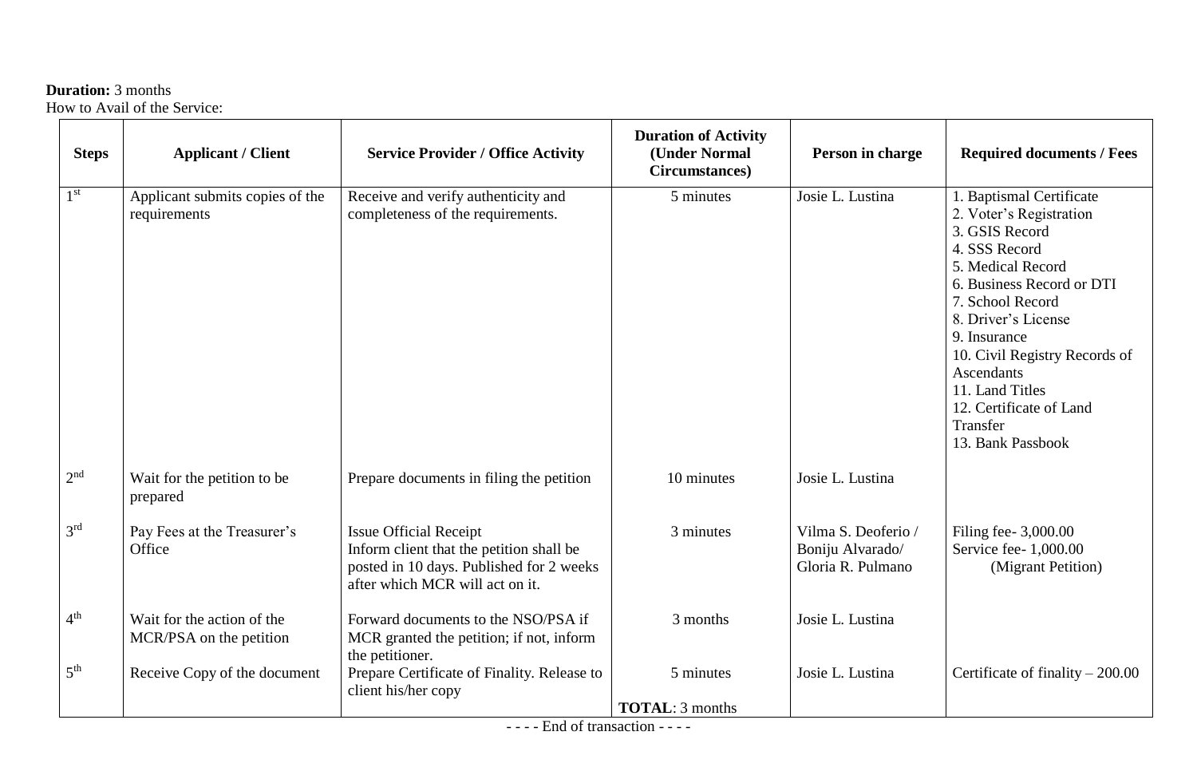**Duration:** 3 months
How to Avail of the Service:

| Steps | Applicant / Client | Service Provider / Office Activity | Duration of Activity (Under Normal Circumstances) | Person in charge | Required documents / Fees |
|---|---|---|---|---|---|
| 1st | Applicant submits copies of the requirements | Receive and verify authenticity and completeness of the requirements. | 5 minutes | Josie L. Lustina | 1. Baptismal Certificate<br>2. Voter's Registration<br>3. GSIS Record<br>4. SSS Record<br>5. Medical Record<br>6. Business Record or DTI<br>7. School Record<br>8. Driver's License<br>9. Insurance<br>10. Civil Registry Records of Ascendants<br>11. Land Titles<br>12. Certificate of Land Transfer<br>13. Bank Passbook |
| 2nd | Wait for the petition to be prepared | Prepare documents in filing the petition | 10 minutes | Josie L. Lustina | |
| 3rd | Pay Fees at the Treasurer's Office | Issue Official Receipt<br>Inform client that the petition shall be posted in 10 days. Published for 2 weeks after which MCR will act on it. | 3 minutes | Vilma S. Deoferio / Boniju Alvarado/ Gloria R. Pulmano | Filing fee- 3,000.00<br>Service fee- 1,000.00<br>(Migrant Petition) |
| 4th | Wait for the action of the MCR/PSA on the petition | Forward documents to the NSO/PSA if MCR granted the petition; if not, inform the petitioner. | 3 months | Josie L. Lustina | |
| 5th | Receive Copy of the document | Prepare Certificate of Finality. Release to client his/her copy | 5 minutes<br>**TOTAL**: 3 months | Josie L. Lustina | Certificate of finality – 200.00 |

- - - - End of transaction - - - -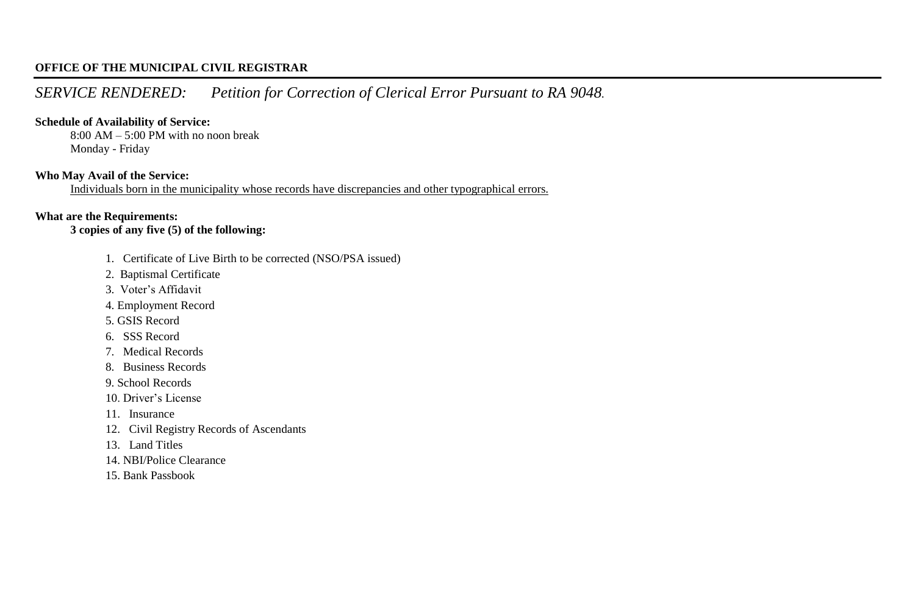**OFFICE OF THE MUNICIPAL CIVIL REGISTRAR**

---

*SERVICE RENDERED: Petition for Correction of Clerical Error Pursuant to RA 9048.*

**Schedule of Availability of Service:**

8:00 AM – 5:00 PM with no noon break
Monday - Friday

**Who May Avail of the Service:**

Individuals born in the municipality whose records have discrepancies and other typographical errors.

**What are the Requirements:**

**3 copies of any five (5) of the following:**

1. Certificate of Live Birth to be corrected (NSO/PSA issued)
2. Baptismal Certificate
3. Voter's Affidavit
4. Employment Record
5. GSIS Record
6. SSS Record
7. Medical Records
8. Business Records
9. School Records
10. Driver's License
11. Insurance
12. Civil Registry Records of Ascendants
13. Land Titles
14. NBI/Police Clearance
15. Bank Passbook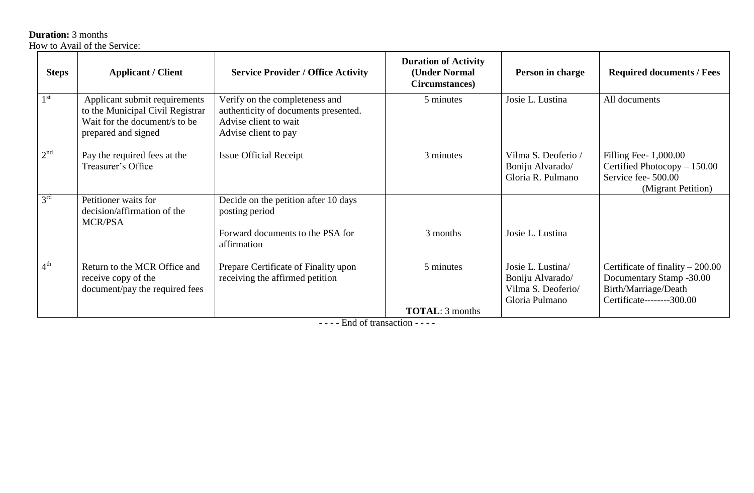**Duration:** 3 months
How to Avail of the Service:

| Steps | Applicant / Client | Service Provider / Office Activity | Duration of Activity (Under Normal Circumstances) | Person in charge | Required documents / Fees |
|---|---|---|---|---|---|
| 1st | Applicant submit requirements to the Municipal Civil Registrar Wait for the document/s to be prepared and signed | Verify on the completeness and authenticity of documents presented. Advise client to wait Advise client to pay | 5 minutes | Josie L. Lustina | All documents |
| 2nd | Pay the required fees at the Treasurer's Office | Issue Official Receipt | 3 minutes | Vilma S. Deoferio / Boniju Alvarado/ Gloria R. Pulmano | Filling Fee- 1,000.00 Certified Photocopy – 150.00 Service fee- 500.00 (Migrant Petition) |
| 3rd | Petitioner waits for decision/affirmation of the MCR/PSA | Decide on the petition after 10 days posting period Forward documents to the PSA for affirmation | 3 months | Josie L. Lustina | |
| 4th | Return to the MCR Office and receive copy of the document/pay the required fees | Prepare Certificate of Finality upon receiving the affirmed petition | 5 minutes **TOTAL**: 3 months | Josie L. Lustina/ Boniju Alvarado/ Vilma S. Deoferio/ Gloria Pulmano | Certificate of finality – 200.00 Documentary Stamp -30.00 Birth/Marriage/Death Certificate--------300.00 |

- - - - End of transaction - - - -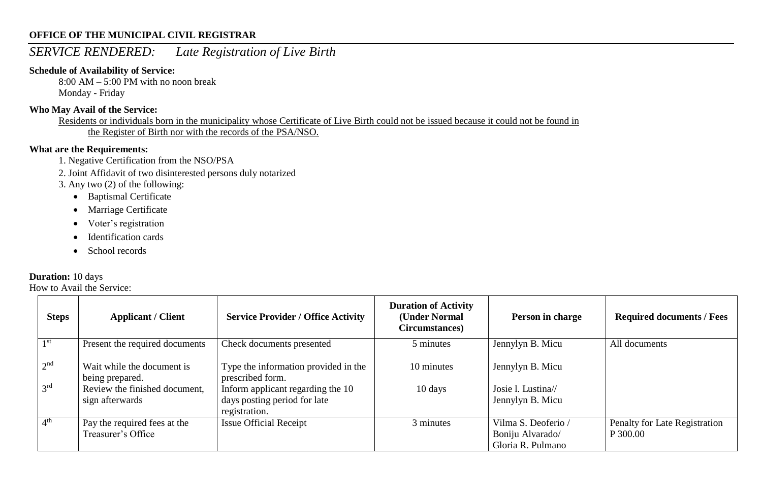**OFFICE OF THE MUNICIPAL CIVIL REGISTRAR**

## *SERVICE RENDERED: Late Registration of Live Birth*

**Schedule of Availability of Service:**

8:00 AM – 5:00 PM with no noon break
Monday - Friday

**Who May Avail of the Service:**

Residents or individuals born in the municipality whose Certificate of Live Birth could not be issued because it could not be found in the Register of Birth nor with the records of the PSA/NSO.

**What are the Requirements:**

1. Negative Certification from the NSO/PSA
2. Joint Affidavit of two disinterested persons duly notarized
3. Any two (2) of the following:
   - Baptismal Certificate
   - Marriage Certificate
   - Voter's registration
   - Identification cards
   - School records

**Duration:** 10 days

How to Avail the Service:

| Steps | Applicant / Client | Service Provider / Office Activity | Duration of Activity (Under Normal Circumstances) | Person in charge | Required documents / Fees |
|---|---|---|---|---|---|
| 1st | Present the required documents | Check documents presented | 5 minutes | Jennylyn B. Micu | All documents |
| 2nd | Wait while the document is being prepared. | Type the information provided in the prescribed form. | 10 minutes | Jennylyn B. Micu | |
| 3rd | Review the finished document, sign afterwards | Inform applicant regarding the 10 days posting period for late registration. | 10 days | Josie l. Lustina// Jennylyn B. Micu | |
| 4th | Pay the required fees at the Treasurer's Office | Issue Official Receipt | 3 minutes | Vilma S. Deoferio / Boniju Alvarado/ Gloria R. Pulmano | Penalty for Late Registration P 300.00 |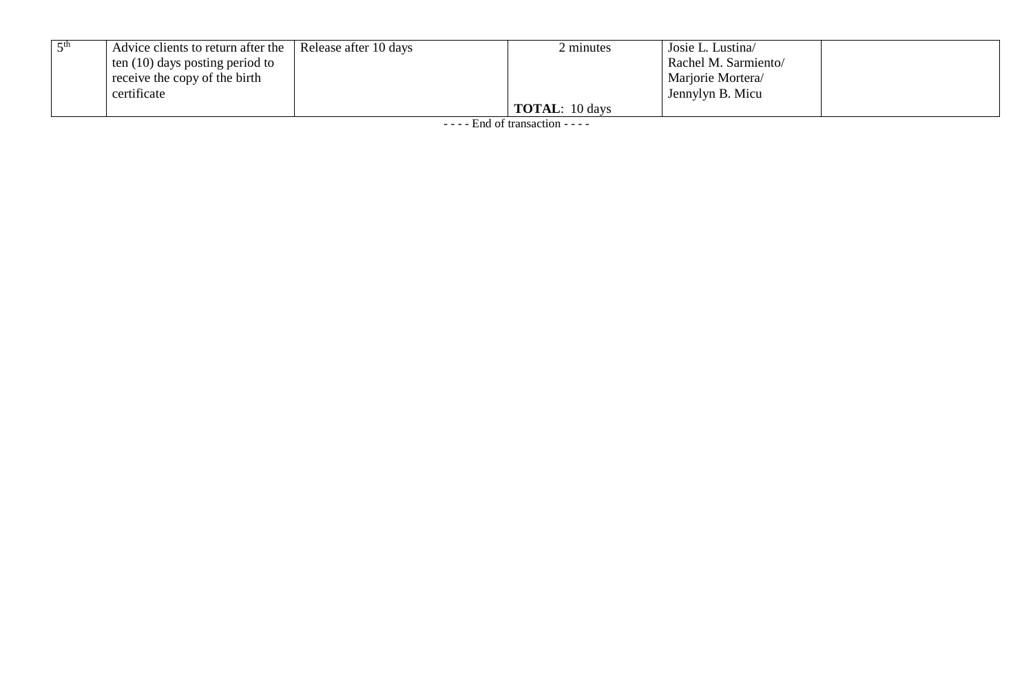| | | | | | |
|---|---|---|---|---|---|
| 5th | Advice clients to return after the ten (10) days posting period to receive the copy of the birth certificate | Release after 10 days | 2 minutes<br><br>**TOTAL**: 10 days | Josie L. Lustina/ Rachel M. Sarmiento/ Marjorie Mortera/ Jennylyn B. Micu | |

- - - - End of transaction - - - -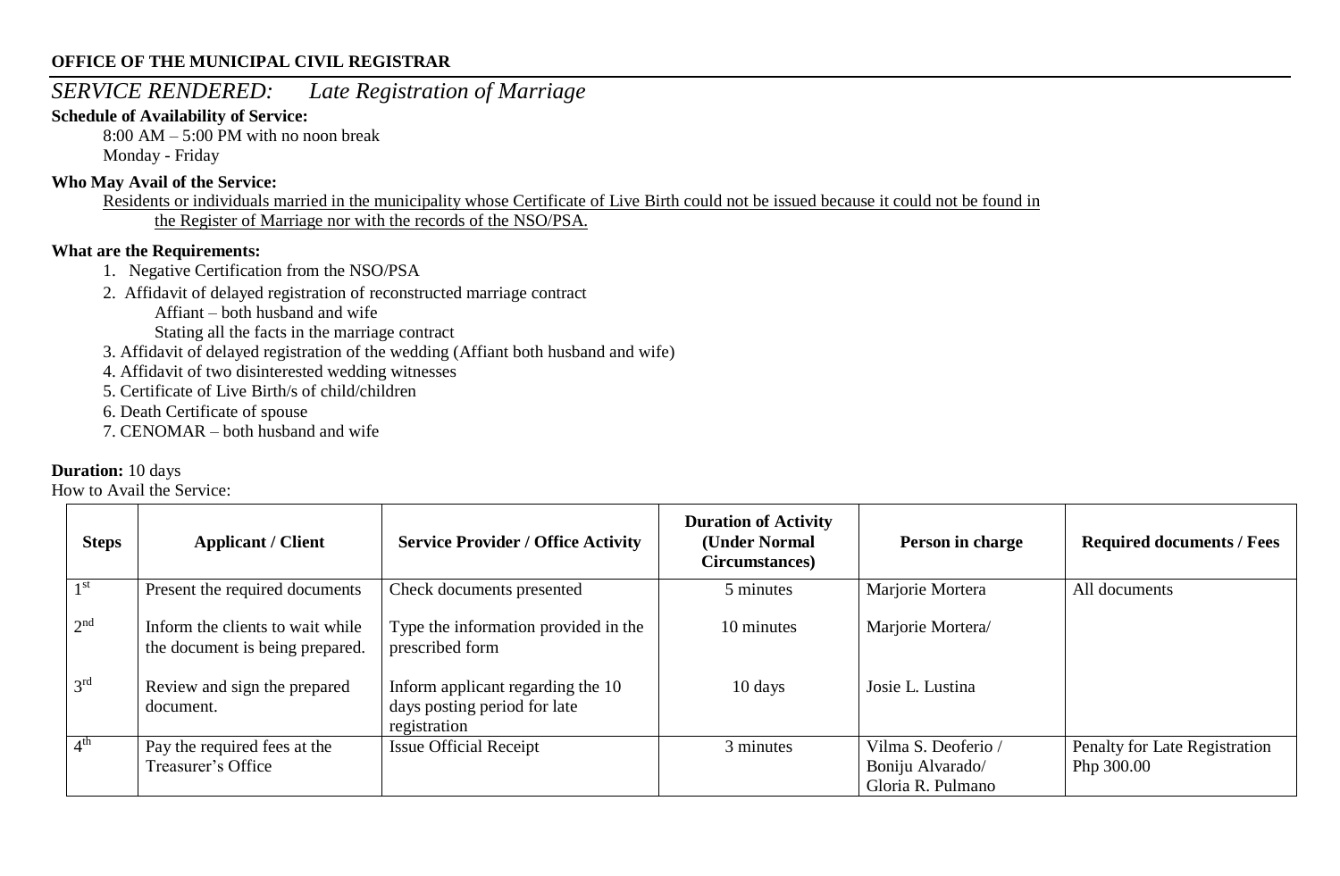**OFFICE OF THE MUNICIPAL CIVIL REGISTRAR**

## *SERVICE RENDERED: Late Registration of Marriage*

**Schedule of Availability of Service:**

8:00 AM – 5:00 PM with no noon break
Monday - Friday

**Who May Avail of the Service:**

Residents or individuals married in the municipality whose Certificate of Live Birth could not be issued because it could not be found in the Register of Marriage nor with the records of the NSO/PSA.

**What are the Requirements:**

1. Negative Certification from the NSO/PSA
2. Affidavit of delayed registration of reconstructed marriage contract
   Affiant – both husband and wife
   Stating all the facts in the marriage contract
3. Affidavit of delayed registration of the wedding (Affiant both husband and wife)
4. Affidavit of two disinterested wedding witnesses
5. Certificate of Live Birth/s of child/children
6. Death Certificate of spouse
7. CENOMAR – both husband and wife

**Duration:** 10 days

How to Avail the Service:

| Steps | Applicant / Client | Service Provider / Office Activity | Duration of Activity (Under Normal Circumstances) | Person in charge | Required documents / Fees |
|---|---|---|---|---|---|
| 1st | Present the required documents | Check documents presented | 5 minutes | Marjorie Mortera | All documents |
| 2nd | Inform the clients to wait while the document is being prepared. | Type the information provided in the prescribed form | 10 minutes | Marjorie Mortera/ | |
| 3rd | Review and sign the prepared document. | Inform applicant regarding the 10 days posting period for late registration | 10 days | Josie L. Lustina | |
| 4th | Pay the required fees at the Treasurer's Office | Issue Official Receipt | 3 minutes | Vilma S. Deoferio / Boniju Alvarado/ Gloria R. Pulmano | Penalty for Late Registration Php 300.00 |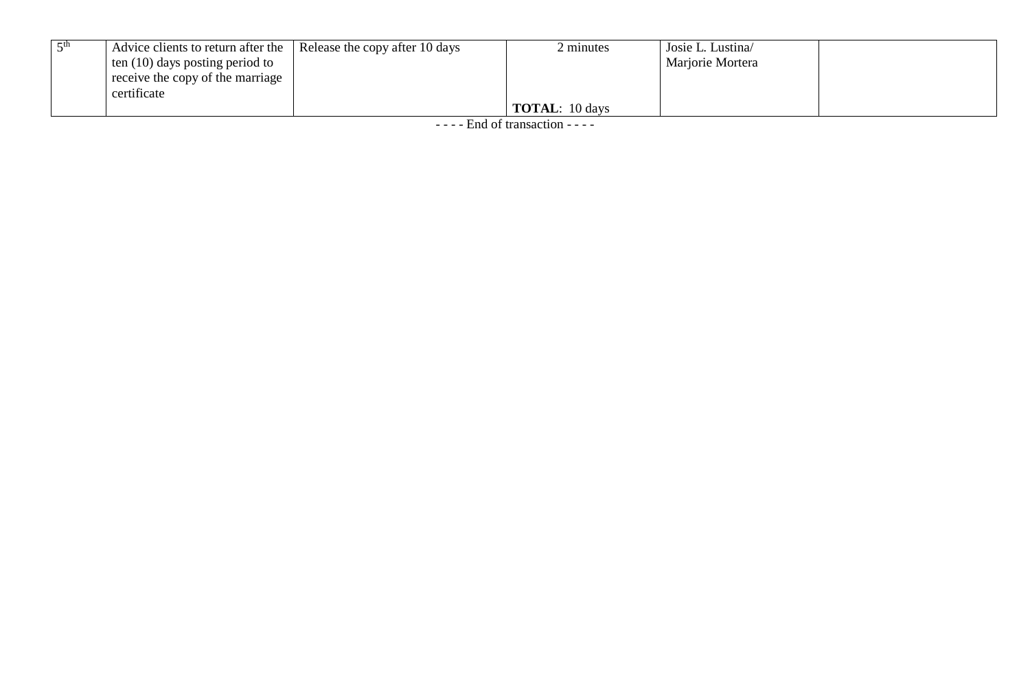| 5th | Advice clients to return after the ten (10) days posting period to receive the copy of the marriage certificate | Release the copy after 10 days | 2 minutes<br><br>**TOTAL**: 10 days | Josie L. Lustina/ Marjorie Mortera | |
|---|---|---|---|---|---|

- - - - End of transaction - - - -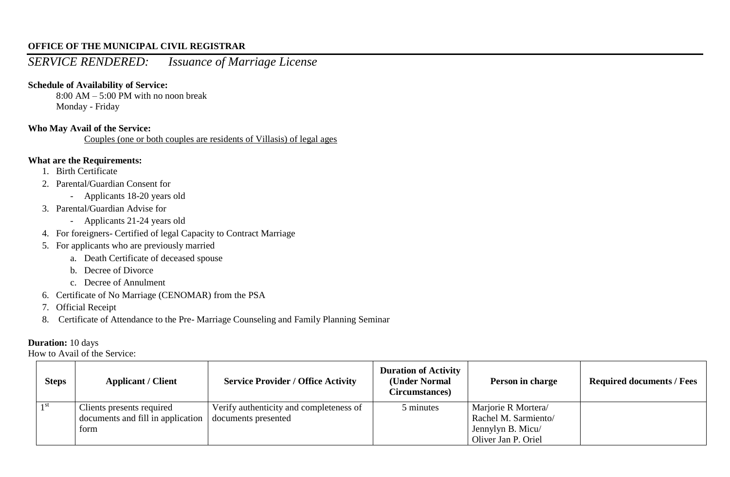**OFFICE OF THE MUNICIPAL CIVIL REGISTRAR**

## *SERVICE RENDERED: Issuance of Marriage License*

**Schedule of Availability of Service:**

8:00 AM – 5:00 PM with no noon break
Monday - Friday

**Who May Avail of the Service:**

Couples (one or both couples are residents of Villasis) of legal ages

**What are the Requirements:**

1. Birth Certificate
2. Parental/Guardian Consent for
   - Applicants 18-20 years old
3. Parental/Guardian Advise for
   - Applicants 21-24 years old
4. For foreigners- Certified of legal Capacity to Contract Marriage
5. For applicants who are previously married
   a. Death Certificate of deceased spouse
   b. Decree of Divorce
   c. Decree of Annulment
6. Certificate of No Marriage (CENOMAR) from the PSA
7. Official Receipt
8. Certificate of Attendance to the Pre- Marriage Counseling and Family Planning Seminar

**Duration:** 10 days

How to Avail of the Service:

| Steps | Applicant / Client | Service Provider / Office Activity | Duration of Activity (Under Normal Circumstances) | Person in charge | Required documents / Fees |
|---|---|---|---|---|---|
| 1st | Clients presents required documents and fill in application form | Verify authenticity and completeness of documents presented | 5 minutes | Marjorie R Mortera/ Rachel M. Sarmiento/ Jennylyn B. Micu/ Oliver Jan P. Oriel | |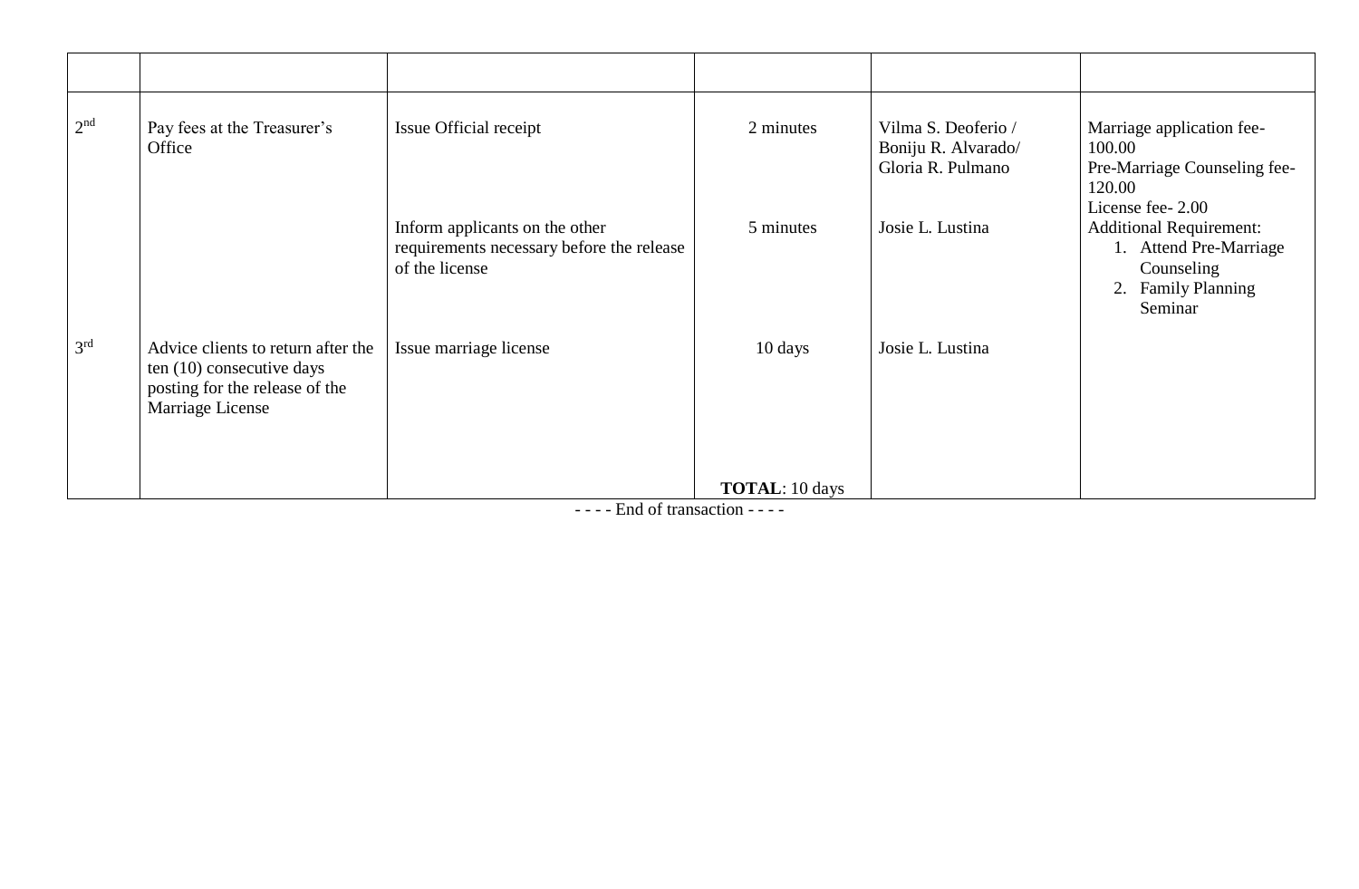| | | | | | |
|---|---|---|---|---|---|
| 2nd | Pay fees at the Treasurer's Office | Issue Official receipt | 2 minutes | Vilma S. Deoferio / Boniju R. Alvarado/ Gloria R. Pulmano | Marriage application fee- 100.00<br>Pre-Marriage Counseling fee- 120.00<br>License fee- 2.00 |
| | | Inform applicants on the other requirements necessary before the release of the license | 5 minutes | Josie L. Lustina | Additional Requirement:<br>1. Attend Pre-Marriage Counseling<br>2. Family Planning Seminar |
| 3rd | Advice clients to return after the ten (10) consecutive days posting for the release of the Marriage License | Issue marriage license | 10 days | Josie L. Lustina | |
| | | | **TOTAL**: 10 days | | |

- - - - End of transaction - - - -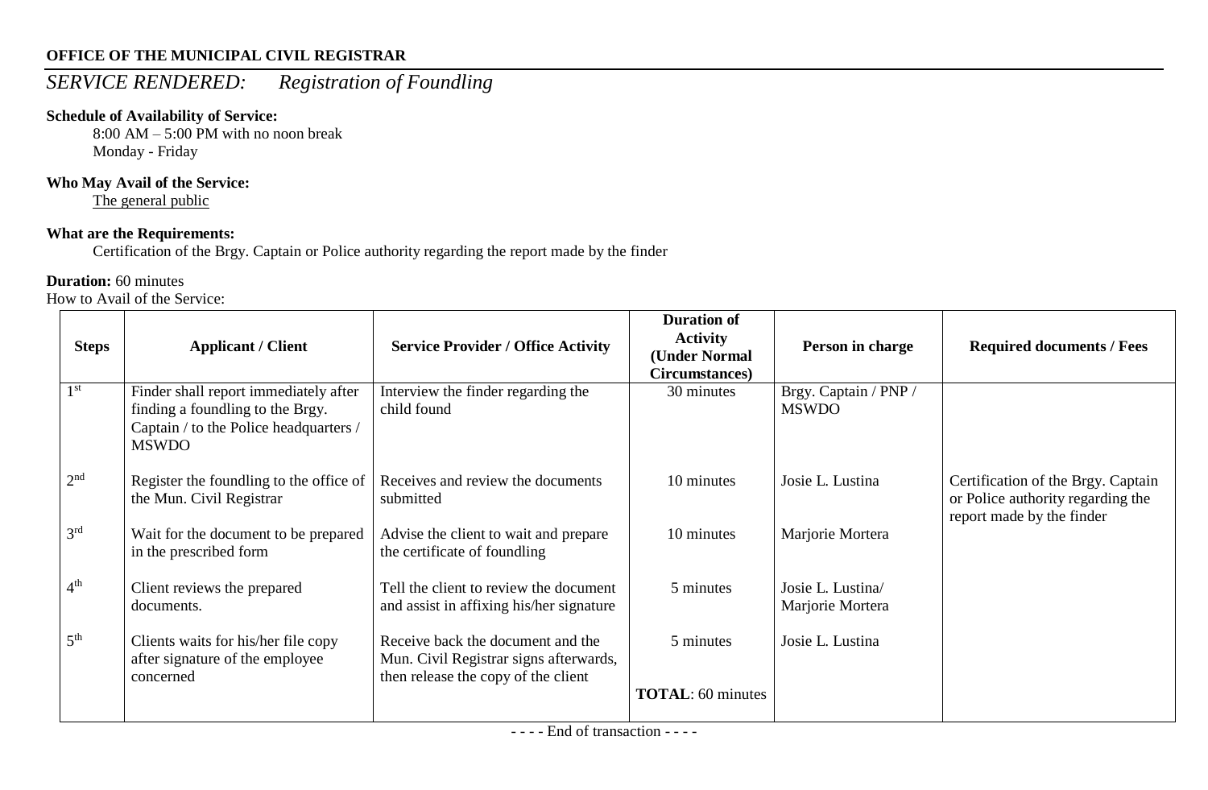**OFFICE OF THE MUNICIPAL CIVIL REGISTRAR**

## *SERVICE RENDERED: Registration of Foundling*

**Schedule of Availability of Service:**

8:00 AM – 5:00 PM with no noon break
Monday - Friday

**Who May Avail of the Service:**

The general public

**What are the Requirements:**

Certification of the Brgy. Captain or Police authority regarding the report made by the finder

**Duration:** 60 minutes

How to Avail of the Service:

| Steps | Applicant / Client | Service Provider / Office Activity | Duration of Activity (Under Normal Circumstances) | Person in charge | Required documents / Fees |
|---|---|---|---|---|---|
| 1st | Finder shall report immediately after finding a foundling to the Brgy. Captain / to the Police headquarters / MSWDO | Interview the finder regarding the child found | 30 minutes | Brgy. Captain / PNP / MSWDO | |
| 2nd | Register the foundling to the office of the Mun. Civil Registrar | Receives and review the documents submitted | 10 minutes | Josie L. Lustina | Certification of the Brgy. Captain or Police authority regarding the report made by the finder |
| 3rd | Wait for the document to be prepared in the prescribed form | Advise the client to wait and prepare the certificate of foundling | 10 minutes | Marjorie Mortera | |
| 4th | Client reviews the prepared documents. | Tell the client to review the document and assist in affixing his/her signature | 5 minutes | Josie L. Lustina/ Marjorie Mortera | |
| 5th | Clients waits for his/her file copy after signature of the employee concerned | Receive back the document and the Mun. Civil Registrar signs afterwards, then release the copy of the client | 5 minutes | Josie L. Lustina | |
| | | | **TOTAL**: 60 minutes | | |

- - - - End of transaction - - - -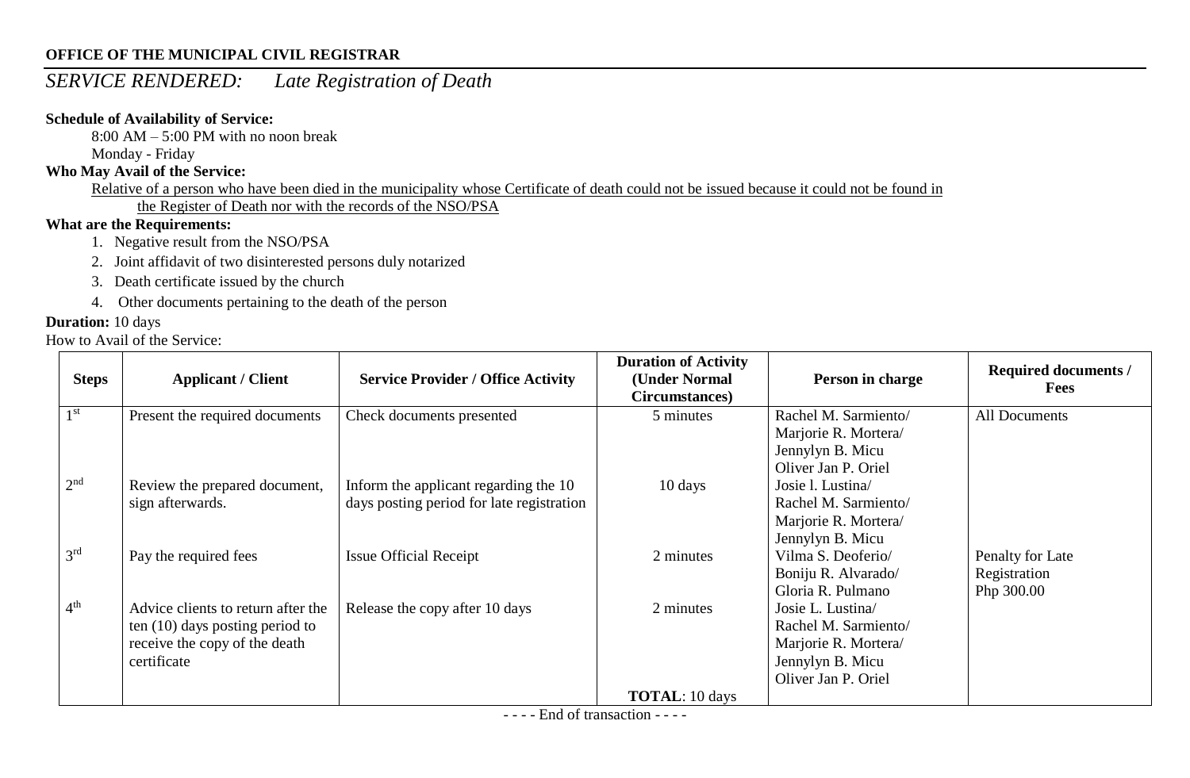**OFFICE OF THE MUNICIPAL CIVIL REGISTRAR**

# *SERVICE RENDERED: Late Registration of Death*

**Schedule of Availability of Service:**

8:00 AM – 5:00 PM with no noon break

Monday - Friday

**Who May Avail of the Service:**

Relative of a person who have been died in the municipality whose Certificate of death could not be issued because it could not be found in the Register of Death nor with the records of the NSO/PSA

**What are the Requirements:**

1. Negative result from the NSO/PSA
2. Joint affidavit of two disinterested persons duly notarized
3. Death certificate issued by the church
4. Other documents pertaining to the death of the person

**Duration:** 10 days

How to Avail of the Service:

| Steps | Applicant / Client | Service Provider / Office Activity | Duration of Activity (Under Normal Circumstances) | Person in charge | Required documents / Fees |
|---|---|---|---|---|---|
| 1st | Present the required documents | Check documents presented | 5 minutes | Rachel M. Sarmiento/ Marjorie R. Mortera/ Jennylyn B. Micu Oliver Jan P. Oriel | All Documents |
| 2nd | Review the prepared document, sign afterwards. | Inform the applicant regarding the 10 days posting period for late registration | 10 days | Josie l. Lustina/ Rachel M. Sarmiento/ Marjorie R. Mortera/ Jennylyn B. Micu | |
| 3rd | Pay the required fees | Issue Official Receipt | 2 minutes | Vilma S. Deoferio/ Boniju R. Alvarado/ Gloria R. Pulmano | Penalty for Late Registration Php 300.00 |
| 4th | Advice clients to return after the ten (10) days posting period to receive the copy of the death certificate | Release the copy after 10 days | 2 minutes | Josie L. Lustina/ Rachel M. Sarmiento/ Marjorie R. Mortera/ Jennylyn B. Micu Oliver Jan P. Oriel | |
| | | | **TOTAL**: 10 days | | |

- - - - End of transaction - - - -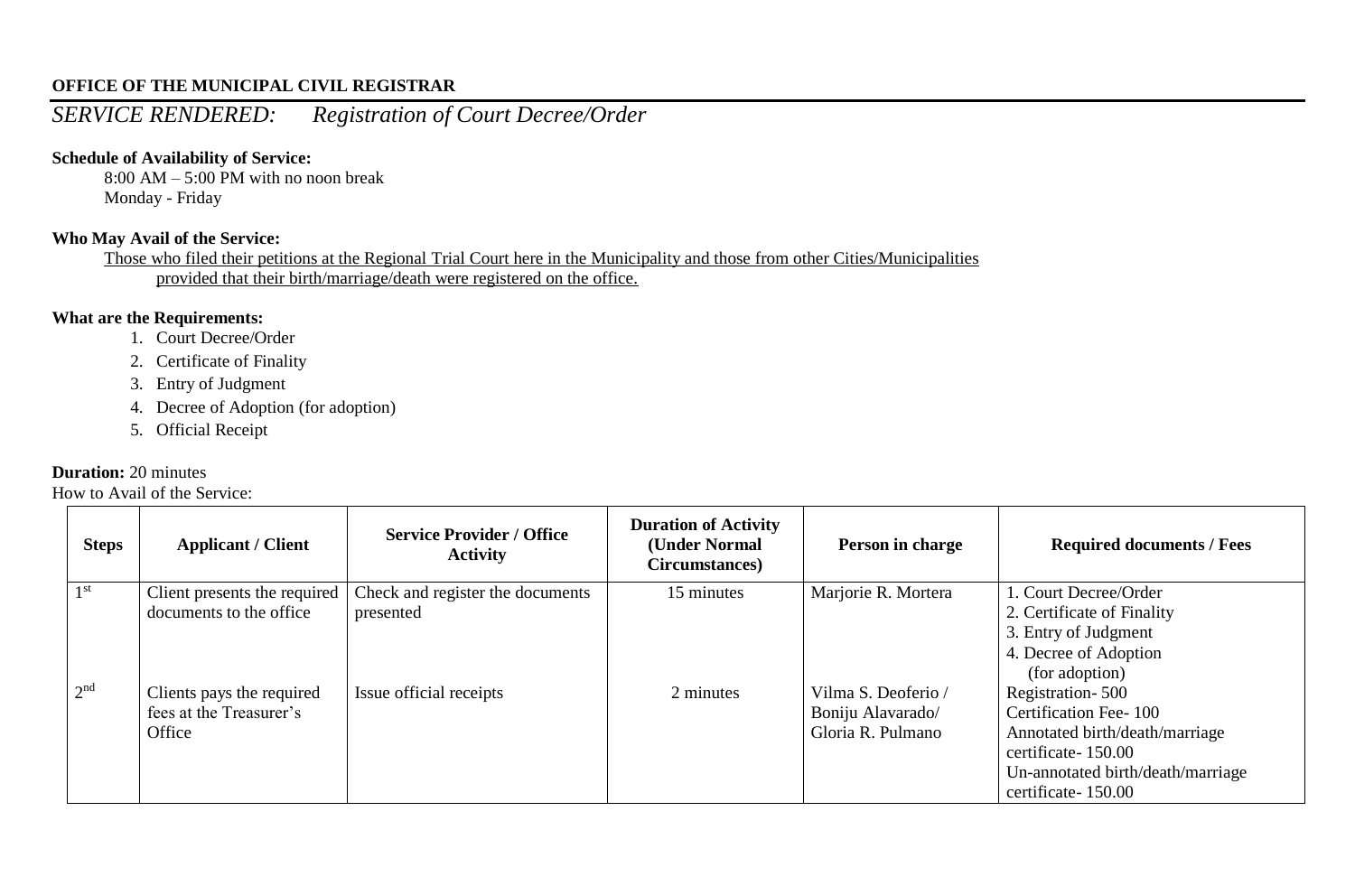**OFFICE OF THE MUNICIPAL CIVIL REGISTRAR**

*SERVICE RENDERED: Registration of Court Decree/Order*

**Schedule of Availability of Service:**

8:00 AM – 5:00 PM with no noon break
Monday - Friday

**Who May Avail of the Service:**

Those who filed their petitions at the Regional Trial Court here in the Municipality and those from other Cities/Municipalities provided that their birth/marriage/death were registered on the office.

**What are the Requirements:**

1. Court Decree/Order
2. Certificate of Finality
3. Entry of Judgment
4. Decree of Adoption (for adoption)
5. Official Receipt

**Duration:** 20 minutes

How to Avail of the Service:

| Steps | Applicant / Client | Service Provider / Office Activity | Duration of Activity (Under Normal Circumstances) | Person in charge | Required documents / Fees |
|---|---|---|---|---|---|
| 1st | Client presents the required documents to the office | Check and register the documents presented | 15 minutes | Marjorie R. Mortera | 1. Court Decree/Order<br>2. Certificate of Finality<br>3. Entry of Judgment<br>4. Decree of Adoption (for adoption) |
| 2nd | Clients pays the required fees at the Treasurer's Office | Issue official receipts | 2 minutes | Vilma S. Deoferio / Boniju Alavarado/ Gloria R. Pulmano | Registration- 500<br>Certification Fee- 100<br>Annotated birth/death/marriage certificate- 150.00<br>Un-annotated birth/death/marriage certificate- 150.00 |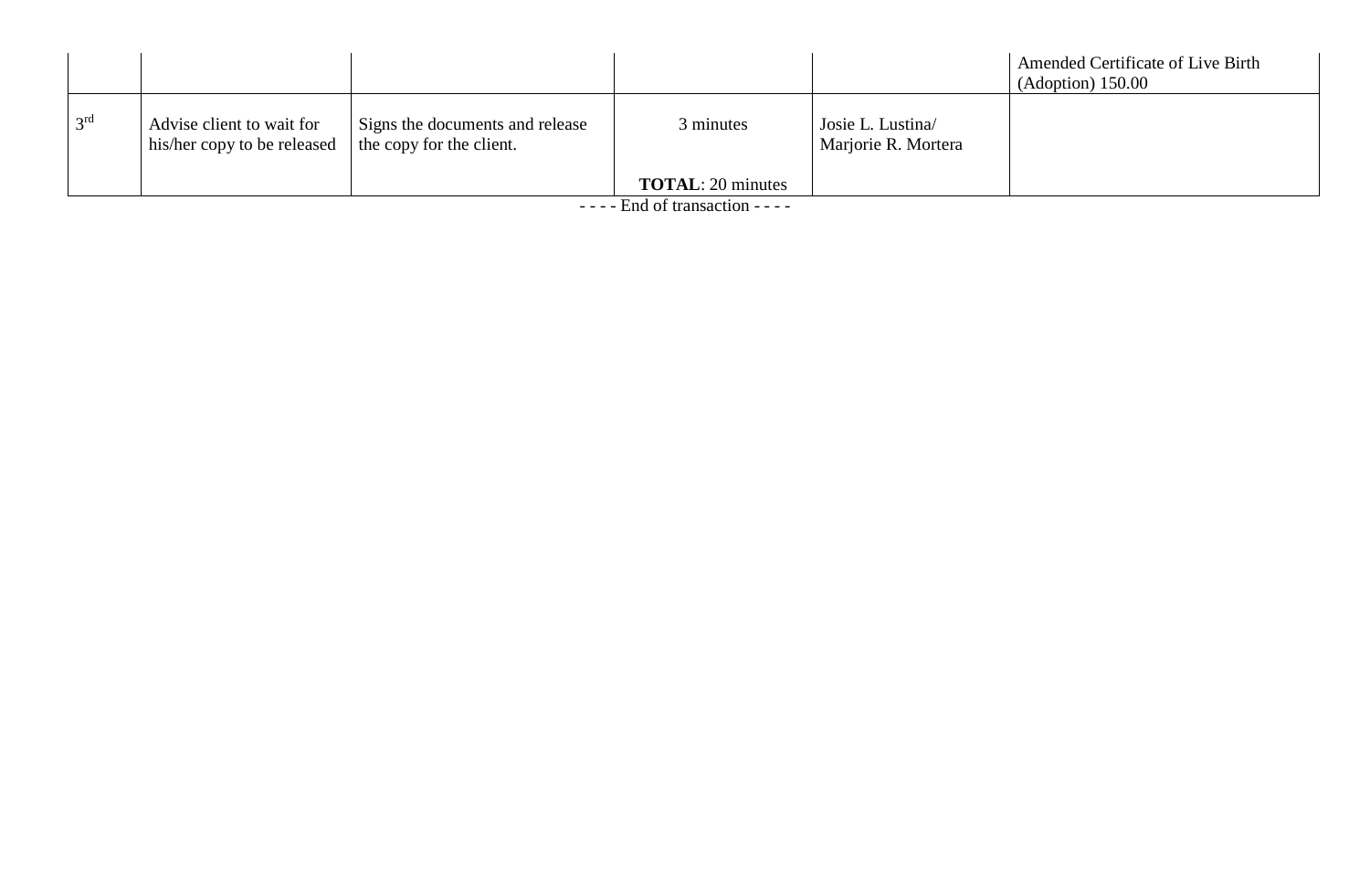| | | | | | |
|---|---|---|---|---|---|
| | | | | | Amended Certificate of Live Birth (Adoption) 150.00 |
| 3rd | Advise client to wait for his/her copy to be released | Signs the documents and release the copy for the client. | 3 minutes<br><br>**TOTAL**: 20 minutes | Josie L. Lustina/ Marjorie R. Mortera | |

- - - - End of transaction - - - -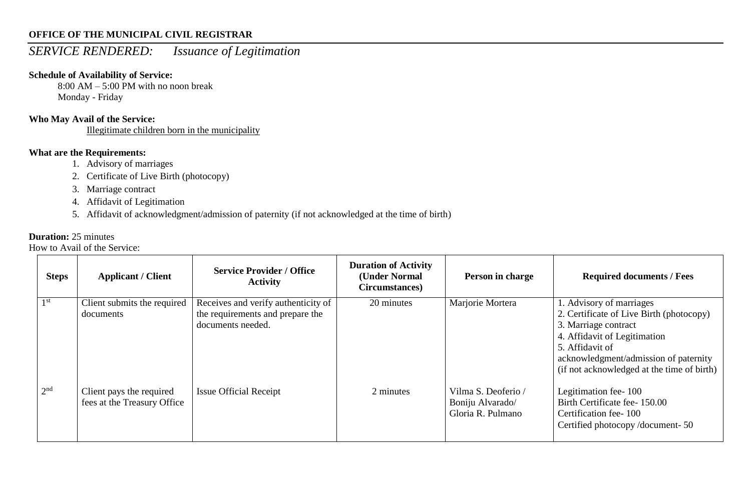**OFFICE OF THE MUNICIPAL CIVIL REGISTRAR**

## *SERVICE RENDERED: Issuance of Legitimation*

**Schedule of Availability of Service:**

8:00 AM – 5:00 PM with no noon break
Monday - Friday

**Who May Avail of the Service:**

Illegitimate children born in the municipality

**What are the Requirements:**

1. Advisory of marriages
2. Certificate of Live Birth (photocopy)
3. Marriage contract
4. Affidavit of Legitimation
5. Affidavit of acknowledgment/admission of paternity (if not acknowledged at the time of birth)

**Duration:** 25 minutes

How to Avail of the Service:

| Steps | Applicant / Client | Service Provider / Office Activity | Duration of Activity (Under Normal Circumstances) | Person in charge | Required documents / Fees |
|---|---|---|---|---|---|
| 1st | Client submits the required documents | Receives and verify authenticity of the requirements and prepare the documents needed. | 20 minutes | Marjorie Mortera | 1. Advisory of marriages<br>2. Certificate of Live Birth (photocopy)<br>3. Marriage contract<br>4. Affidavit of Legitimation<br>5. Affidavit of acknowledgment/admission of paternity (if not acknowledged at the time of birth) |
| 2nd | Client pays the required fees at the Treasury Office | Issue Official Receipt | 2 minutes | Vilma S. Deoferio / Boniju Alvarado/ Gloria R. Pulmano | Legitimation fee- 100<br>Birth Certificate fee- 150.00<br>Certification fee- 100<br>Certified photocopy /document- 50 |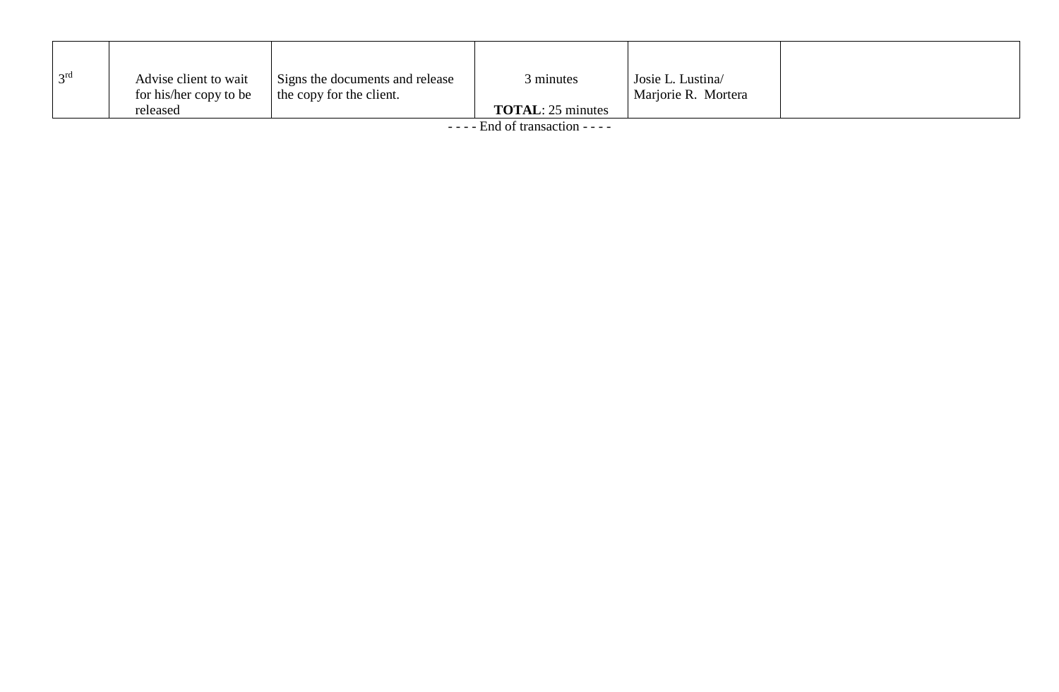| 3rd | Advise client to wait for his/her copy to be released | Signs the documents and release the copy for the client. | 3 minutes<br>**TOTAL**: 25 minutes | Josie L. Lustina/ Marjorie R. Mortera | |
|---|---|---|---|---|---|

- - - - End of transaction - - - -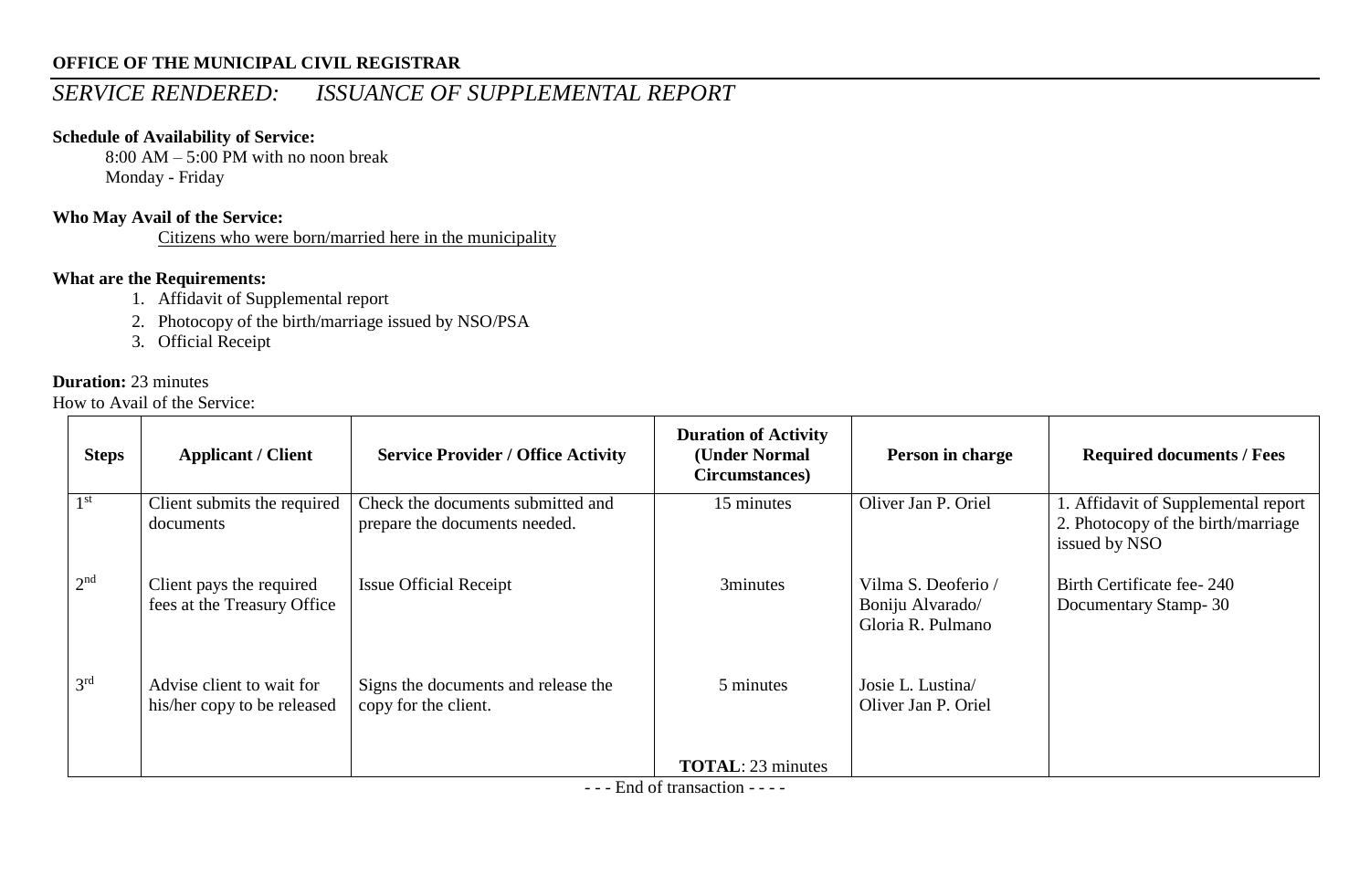**OFFICE OF THE MUNICIPAL CIVIL REGISTRAR**

*SERVICE RENDERED: ISSUANCE OF SUPPLEMENTAL REPORT*

**Schedule of Availability of Service:**

8:00 AM – 5:00 PM with no noon break
Monday - Friday

**Who May Avail of the Service:**

Citizens who were born/married here in the municipality

**What are the Requirements:**

1. Affidavit of Supplemental report
2. Photocopy of the birth/marriage issued by NSO/PSA
3. Official Receipt

**Duration:** 23 minutes

How to Avail of the Service:

| Steps | Applicant / Client | Service Provider / Office Activity | Duration of Activity (Under Normal Circumstances) | Person in charge | Required documents / Fees |
|---|---|---|---|---|---|
| 1st | Client submits the required documents | Check the documents submitted and prepare the documents needed. | 15 minutes | Oliver Jan P. Oriel | 1. Affidavit of Supplemental report 2. Photocopy of the birth/marriage issued by NSO |
| 2nd | Client pays the required fees at the Treasury Office | Issue Official Receipt | 3minutes | Vilma S. Deoferio / Boniju Alvarado/ Gloria R. Pulmano | Birth Certificate fee- 240 Documentary Stamp- 30 |
| 3rd | Advise client to wait for his/her copy to be released | Signs the documents and release the copy for the client. | 5 minutes | Josie L. Lustina/ Oliver Jan P. Oriel | |
| | | | **TOTAL**: 23 minutes | | |

- - - End of transaction - - - -